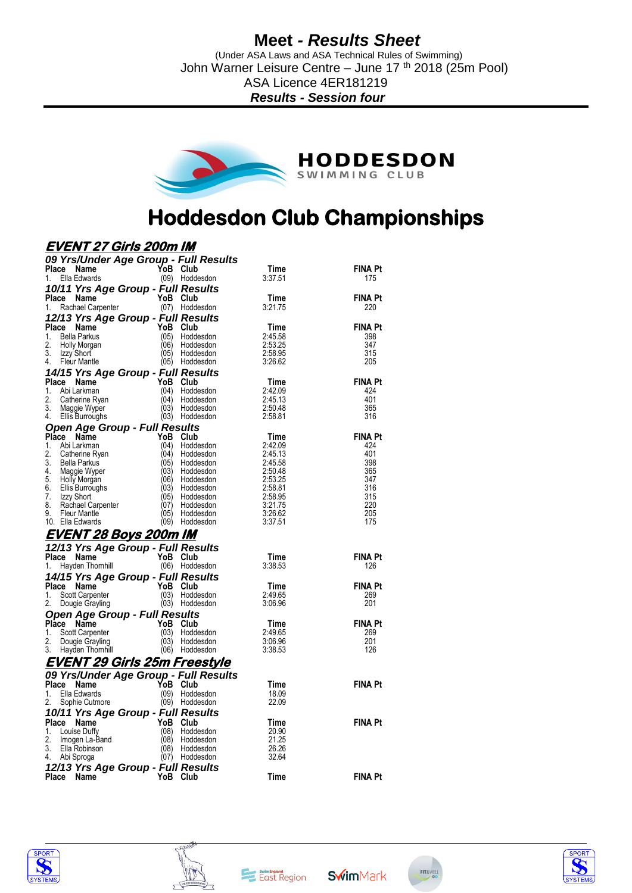# Meet - *Results Sheet*

(Under ASA Laws and ASA Technical Rules of Swimming)
John Warner Leisure Centre – June 17 th 2018 (25m Pool)
ASA Licence 4ER181219
***Results - Session four***

HODDESDON SWIMMING CLUB

# Hoddesdon Club Championships

## *EVENT 27 Girls 200m IM*

### *09 Yrs/Under Age Group - Full Results*

| Place | Name | YoB | Club | Time | FINA Pt |
|---|---|---|---|---|---|
| 1. | Ella Edwards | (09) | Hoddesdon | 3:37.51 | 175 |

### *10/11 Yrs Age Group - Full Results*

| Place | Name | YoB | Club | Time | FINA Pt |
|---|---|---|---|---|---|
| 1. | Rachael Carpenter | (07) | Hoddesdon | 3:21.75 | 220 |

### *12/13 Yrs Age Group - Full Results*

| Place | Name | YoB | Club | Time | FINA Pt |
|---|---|---|---|---|---|
| 1. | Bella Parkus | (05) | Hoddesdon | 2:45.58 | 398 |
| 2. | Holly Morgan | (06) | Hoddesdon | 2:53.25 | 347 |
| 3. | Izzy Short | (05) | Hoddesdon | 2:58.95 | 315 |
| 4. | Fleur Mantle | (05) | Hoddesdon | 3:26.62 | 205 |

### *14/15 Yrs Age Group - Full Results*

| Place | Name | YoB | Club | Time | FINA Pt |
|---|---|---|---|---|---|
| 1. | Abi Larkman | (04) | Hoddesdon | 2:42.09 | 424 |
| 2. | Catherine Ryan | (04) | Hoddesdon | 2:45.13 | 401 |
| 3. | Maggie Wyper | (03) | Hoddesdon | 2:50.48 | 365 |
| 4. | Ellis Burroughs | (03) | Hoddesdon | 2:58.81 | 316 |

### *Open Age Group - Full Results*

| Place | Name | YoB | Club | Time | FINA Pt |
|---|---|---|---|---|---|
| 1. | Abi Larkman | (04) | Hoddesdon | 2:42.09 | 424 |
| 2. | Catherine Ryan | (04) | Hoddesdon | 2:45.13 | 401 |
| 3. | Bella Parkus | (05) | Hoddesdon | 2:45.58 | 398 |
| 4. | Maggie Wyper | (03) | Hoddesdon | 2:50.48 | 365 |
| 5. | Holly Morgan | (06) | Hoddesdon | 2:53.25 | 347 |
| 6. | Ellis Burroughs | (03) | Hoddesdon | 2:58.81 | 316 |
| 7. | Izzy Short | (05) | Hoddesdon | 2:58.95 | 315 |
| 8. | Rachael Carpenter | (07) | Hoddesdon | 3:21.75 | 220 |
| 9. | Fleur Mantle | (05) | Hoddesdon | 3:26.62 | 205 |
| 10. | Ella Edwards | (09) | Hoddesdon | 3:37.51 | 175 |

## *EVENT 28 Boys 200m IM*

### *12/13 Yrs Age Group - Full Results*

| Place | Name | YoB | Club | Time | FINA Pt |
|---|---|---|---|---|---|
| 1. | Hayden Thornhill | (06) | Hoddesdon | 3:38.53 | 126 |

### *14/15 Yrs Age Group - Full Results*

| Place | Name | YoB | Club | Time | FINA Pt |
|---|---|---|---|---|---|
| 1. | Scott Carpenter | (03) | Hoddesdon | 2:49.65 | 269 |
| 2. | Dougie Grayling | (03) | Hoddesdon | 3:06.96 | 201 |

### *Open Age Group - Full Results*

| Place | Name | YoB | Club | Time | FINA Pt |
|---|---|---|---|---|---|
| 1. | Scott Carpenter | (03) | Hoddesdon | 2:49.65 | 269 |
| 2. | Dougie Grayling | (03) | Hoddesdon | 3:06.96 | 201 |
| 3. | Hayden Thornhill | (06) | Hoddesdon | 3:38.53 | 126 |

## *EVENT 29 Girls 25m Freestyle*

### *09 Yrs/Under Age Group - Full Results*

| Place | Name | YoB | Club | Time | FINA Pt |
|---|---|---|---|---|---|
| 1. | Ella Edwards | (09) | Hoddesdon | 18.09 | |
| 2. | Sophie Cutmore | (09) | Hoddesdon | 22.09 | |

### *10/11 Yrs Age Group - Full Results*

| Place | Name | YoB | Club | Time | FINA Pt |
|---|---|---|---|---|---|
| 1. | Louise Duffy | (08) | Hoddesdon | 20.90 | |
| 2. | Imogen La-Band | (08) | Hoddesdon | 21.25 | |
| 3. | Ella Robinson | (08) | Hoddesdon | 26.26 | |
| 4. | Abi Sproga | (07) | Hoddesdon | 32.64 | |

### *12/13 Yrs Age Group - Full Results*

| Place | Name | YoB | Club | Time | FINA Pt |
|---|---|---|---|---|---|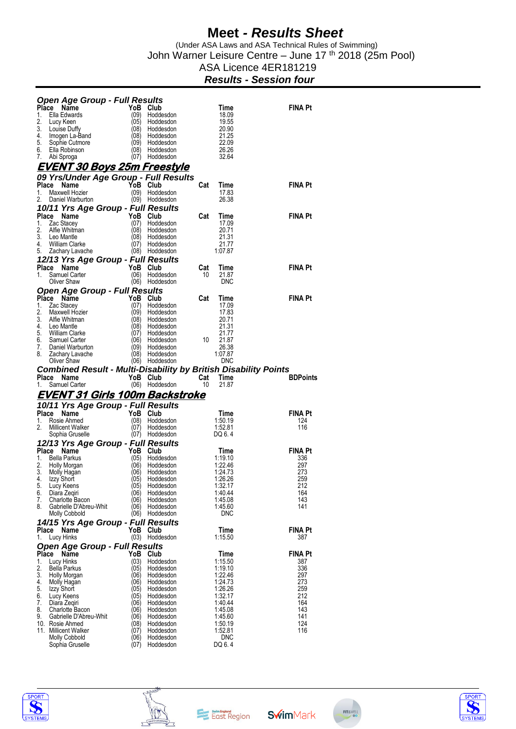# Meet - *Results Sheet*

(Under ASA Laws and ASA Technical Rules of Swimming)
John Warner Leisure Centre – June 17 th 2018 (25m Pool)
ASA Licence 4ER181219
***Results - Session four***

### *Open Age Group - Full Results*

| Place | Name | YoB | Club | Time | FINA Pt |
|---|---|---|---|---|---|
| 1. | Ella Edwards | (09) | Hoddesdon | 18.09 | |
| 2. | Lucy Keen | (05) | Hoddesdon | 19.55 | |
| 3. | Louise Duffy | (08) | Hoddesdon | 20.90 | |
| 4. | Imogen La-Band | (08) | Hoddesdon | 21.25 | |
| 5. | Sophie Cutmore | (09) | Hoddesdon | 22.09 | |
| 6. | Ella Robinson | (08) | Hoddesdon | 26.26 | |
| 7. | Abi Sproga | (07) | Hoddesdon | 32.64 | |

## *EVENT 30 Boys 25m Freestyle*

### *09 Yrs/Under Age Group - Full Results*

| Place | Name | YoB | Club | Cat | Time | FINA Pt |
|---|---|---|---|---|---|---|
| 1. | Maxwell Hozier | (09) | Hoddesdon | | 17.83 | |
| 2. | Daniel Warburton | (09) | Hoddesdon | | 26.38 | |

### *10/11 Yrs Age Group - Full Results*

| Place | Name | YoB | Club | Cat | Time | FINA Pt |
|---|---|---|---|---|---|---|
| 1. | Zac Stacey | (07) | Hoddesdon | | 17.09 | |
| 2. | Alfie Whitman | (08) | Hoddesdon | | 20.71 | |
| 3. | Leo Mantle | (08) | Hoddesdon | | 21.31 | |
| 4. | William Clarke | (07) | Hoddesdon | | 21.77 | |
| 5. | Zachary Lavache | (08) | Hoddesdon | | 1:07.87 | |

### *12/13 Yrs Age Group - Full Results*

| Place | Name | YoB | Club | Cat | Time | FINA Pt |
|---|---|---|---|---|---|---|
| 1. | Samuel Carter | (06) | Hoddesdon | 10 | 21.87 | |
| | Oliver Shaw | (06) | Hoddesdon | | DNC | |

### *Open Age Group - Full Results*

| Place | Name | YoB | Club | Cat | Time | FINA Pt |
|---|---|---|---|---|---|---|
| 1. | Zac Stacey | (07) | Hoddesdon | | 17.09 | |
| 2. | Maxwell Hozier | (09) | Hoddesdon | | 17.83 | |
| 3. | Alfie Whitman | (08) | Hoddesdon | | 20.71 | |
| 4. | Leo Mantle | (08) | Hoddesdon | | 21.31 | |
| 5. | William Clarke | (07) | Hoddesdon | | 21.77 | |
| 6. | Samuel Carter | (06) | Hoddesdon | 10 | 21.87 | |
| 7. | Daniel Warburton | (09) | Hoddesdon | | 26.38 | |
| 8. | Zachary Lavache | (08) | Hoddesdon | | 1:07.87 | |
| | Oliver Shaw | (06) | Hoddesdon | | DNC | |

### *Combined Result - Multi-Disability by British Disability Points*

| Place | Name | YoB | Club | Cat | Time | BDPoints |
|---|---|---|---|---|---|---|
| 1. | Samuel Carter | (06) | Hoddesdon | 10 | 21.87 | |

## *EVENT 31 Girls 100m Backstroke*

### *10/11 Yrs Age Group - Full Results*

| Place | Name | YoB | Club | Time | FINA Pt |
|---|---|---|---|---|---|
| 1. | Rosie Ahmed | (08) | Hoddesdon | 1:50.19 | 124 |
| 2. | Millicent Walker | (07) | Hoddesdon | 1:52.81 | 116 |
| | Sophia Gruselle | (07) | Hoddesdon | DQ 6. 4 | |

### *12/13 Yrs Age Group - Full Results*

| Place | Name | YoB | Club | Time | FINA Pt |
|---|---|---|---|---|---|
| 1. | Bella Parkus | (05) | Hoddesdon | 1:19.10 | 336 |
| 2. | Holly Morgan | (06) | Hoddesdon | 1:22.46 | 297 |
| 3. | Molly Hagan | (06) | Hoddesdon | 1:24.73 | 273 |
| 4. | Izzy Short | (05) | Hoddesdon | 1:26.26 | 259 |
| 5. | Lucy Keens | (05) | Hoddesdon | 1:32.17 | 212 |
| 6. | Diara Zeqiri | (06) | Hoddesdon | 1:40.44 | 164 |
| 7. | Charlotte Bacon | (06) | Hoddesdon | 1:45.08 | 143 |
| 8. | Gabrielle D'Abreu-Whit | (06) | Hoddesdon | 1:45.60 | 141 |
| | Molly Cobbold | (06) | Hoddesdon | DNC | |

### *14/15 Yrs Age Group - Full Results*

| Place | Name | YoB | Club | Time | FINA Pt |
|---|---|---|---|---|---|
| 1. | Lucy Hinks | (03) | Hoddesdon | 1:15.50 | 387 |

### *Open Age Group - Full Results*

| Place | Name | YoB | Club | Time | FINA Pt |
|---|---|---|---|---|---|
| 1. | Lucy Hinks | (03) | Hoddesdon | 1:15.50 | 387 |
| 2. | Bella Parkus | (05) | Hoddesdon | 1:19.10 | 336 |
| 3. | Holly Morgan | (06) | Hoddesdon | 1:22.46 | 297 |
| 4. | Molly Hagan | (06) | Hoddesdon | 1:24.73 | 273 |
| 5. | Izzy Short | (05) | Hoddesdon | 1:26.26 | 259 |
| 6. | Lucy Keens | (05) | Hoddesdon | 1:32.17 | 212 |
| 7. | Diara Zeqiri | (06) | Hoddesdon | 1:40.44 | 164 |
| 8. | Charlotte Bacon | (06) | Hoddesdon | 1:45.08 | 143 |
| 9. | Gabrielle D'Abreu-Whit | (06) | Hoddesdon | 1:45.60 | 141 |
| 10. | Rosie Ahmed | (08) | Hoddesdon | 1:50.19 | 124 |
| 11. | Millicent Walker | (07) | Hoddesdon | 1:52.81 | 116 |
| | Molly Cobbold | (06) | Hoddesdon | DNC | |
| | Sophia Gruselle | (07) | Hoddesdon | DQ 6. 4 | |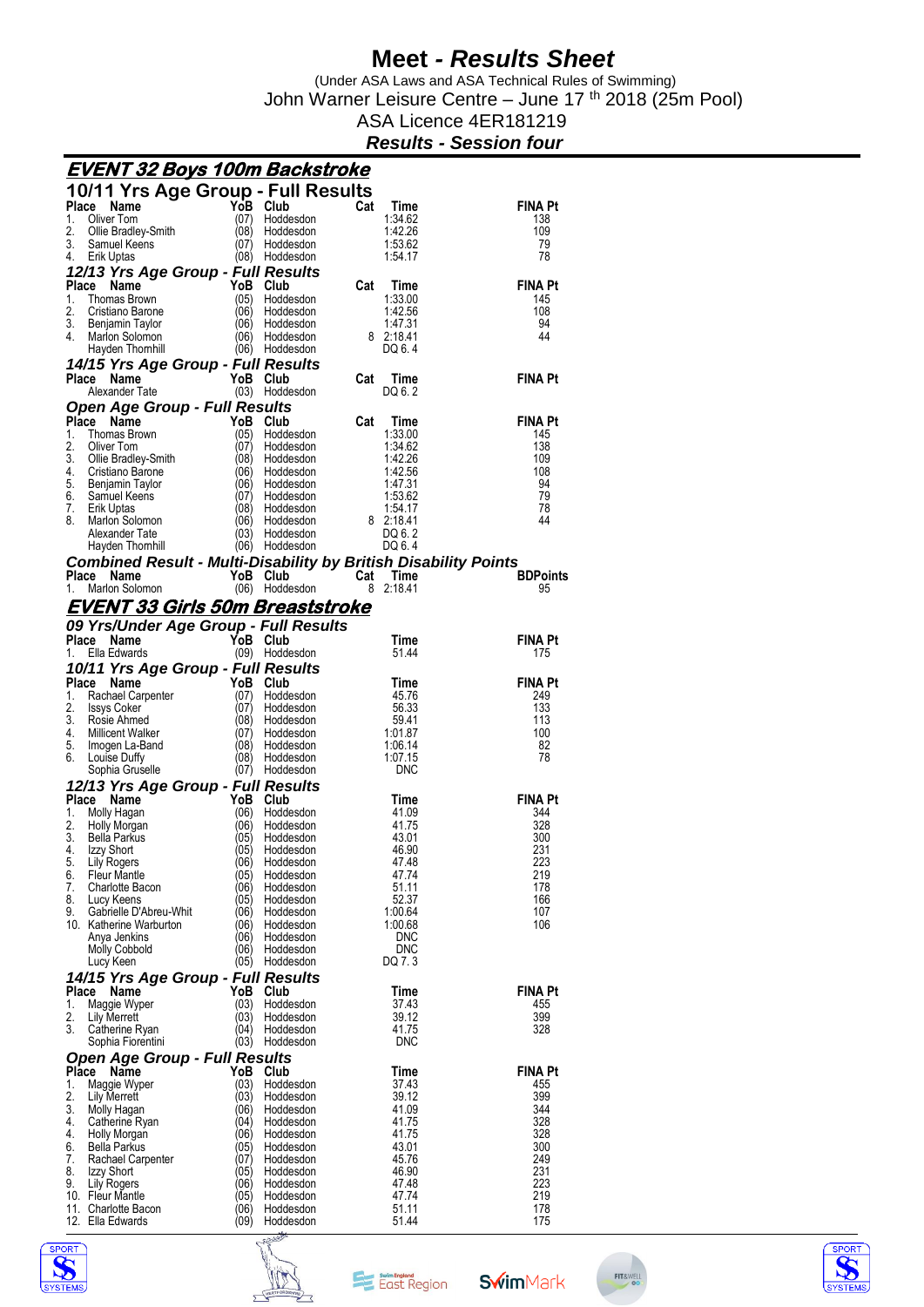# Meet - *Results Sheet*

(Under ASA Laws and ASA Technical Rules of Swimming)
John Warner Leisure Centre – June 17 th 2018 (25m Pool)
ASA Licence 4ER181219
***Results - Session four***

## EVENT 32 Boys 100m Backstroke

### 10/11 Yrs Age Group - Full Results

| Place | Name | YoB | Club | Cat | Time | FINA Pt |
|---|---|---|---|---|---|---|
| 1. | Oliver Tom | (07) | Hoddesdon | | 1:34.62 | 138 |
| 2. | Ollie Bradley-Smith | (08) | Hoddesdon | | 1:42.26 | 109 |
| 3. | Samuel Keens | (07) | Hoddesdon | | 1:53.62 | 79 |
| 4. | Erik Uptas | (08) | Hoddesdon | | 1:54.17 | 78 |

### 12/13 Yrs Age Group - Full Results

| Place | Name | YoB | Club | Cat | Time | FINA Pt |
|---|---|---|---|---|---|---|
| 1. | Thomas Brown | (05) | Hoddesdon | | 1:33.00 | 145 |
| 2. | Cristiano Barone | (06) | Hoddesdon | | 1:42.56 | 108 |
| 3. | Benjamin Taylor | (06) | Hoddesdon | | 1:47.31 | 94 |
| 4. | Marlon Solomon | (06) | Hoddesdon | 8 | 2:18.41 | 44 |
| | Hayden Thornhill | (06) | Hoddesdon | | DQ 6. 4 | |

### 14/15 Yrs Age Group - Full Results

| Place | Name | YoB | Club | Cat | Time | FINA Pt |
|---|---|---|---|---|---|---|
| | Alexander Tate | (03) | Hoddesdon | | DQ 6. 2 | |

### Open Age Group - Full Results

| Place | Name | YoB | Club | Cat | Time | FINA Pt |
|---|---|---|---|---|---|---|
| 1. | Thomas Brown | (05) | Hoddesdon | | 1:33.00 | 145 |
| 2. | Oliver Tom | (07) | Hoddesdon | | 1:34.62 | 138 |
| 3. | Ollie Bradley-Smith | (08) | Hoddesdon | | 1:42.26 | 109 |
| 4. | Cristiano Barone | (06) | Hoddesdon | | 1:42.56 | 108 |
| 5. | Benjamin Taylor | (06) | Hoddesdon | | 1:47.31 | 94 |
| 6. | Samuel Keens | (07) | Hoddesdon | | 1:53.62 | 79 |
| 7. | Erik Uptas | (08) | Hoddesdon | | 1:54.17 | 78 |
| 8. | Marlon Solomon | (06) | Hoddesdon | 8 | 2:18.41 | 44 |
| | Alexander Tate | (03) | Hoddesdon | | DQ 6. 2 | |
| | Hayden Thornhill | (06) | Hoddesdon | | DQ 6. 4 | |

### Combined Result - Multi-Disability by British Disability Points

| Place | Name | YoB | Club | Cat | Time | BDPoints |
|---|---|---|---|---|---|---|
| 1. | Marlon Solomon | (06) | Hoddesdon | 8 | 2:18.41 | 95 |

## EVENT 33 Girls 50m Breaststroke

### 09 Yrs/Under Age Group - Full Results

| Place | Name | YoB | Club | Time | FINA Pt |
|---|---|---|---|---|---|
| 1. | Ella Edwards | (09) | Hoddesdon | 51.44 | 175 |

### 10/11 Yrs Age Group - Full Results

| Place | Name | YoB | Club | Time | FINA Pt |
|---|---|---|---|---|---|
| 1. | Rachael Carpenter | (07) | Hoddesdon | 45.76 | 249 |
| 2. | Issys Coker | (07) | Hoddesdon | 56.33 | 133 |
| 3. | Rosie Ahmed | (08) | Hoddesdon | 59.41 | 113 |
| 4. | Millicent Walker | (07) | Hoddesdon | 1:01.87 | 100 |
| 5. | Imogen La-Band | (08) | Hoddesdon | 1:06.14 | 82 |
| 6. | Louise Duffy | (08) | Hoddesdon | 1:07.15 | 78 |
| | Sophia Gruselle | (07) | Hoddesdon | DNC | |

### 12/13 Yrs Age Group - Full Results

| Place | Name | YoB | Club | Time | FINA Pt |
|---|---|---|---|---|---|
| 1. | Molly Hagan | (06) | Hoddesdon | 41.09 | 344 |
| 2. | Holly Morgan | (06) | Hoddesdon | 41.75 | 328 |
| 3. | Bella Parkus | (05) | Hoddesdon | 43.01 | 300 |
| 4. | Izzy Short | (05) | Hoddesdon | 46.90 | 231 |
| 5. | Lily Rogers | (06) | Hoddesdon | 47.48 | 223 |
| 6. | Fleur Mantle | (05) | Hoddesdon | 47.74 | 219 |
| 7. | Charlotte Bacon | (06) | Hoddesdon | 51.11 | 178 |
| 8. | Lucy Keens | (05) | Hoddesdon | 52.37 | 166 |
| 9. | Gabrielle D'Abreu-Whit | (06) | Hoddesdon | 1:00.64 | 107 |
| 10. | Katherine Warburton | (06) | Hoddesdon | 1:00.68 | 106 |
| | Anya Jenkins | (06) | Hoddesdon | DNC | |
| | Molly Cobbold | (06) | Hoddesdon | DNC | |
| | Lucy Keen | (05) | Hoddesdon | DQ 7. 3 | |

### 14/15 Yrs Age Group - Full Results

| Place | Name | YoB | Club | Time | FINA Pt |
|---|---|---|---|---|---|
| 1. | Maggie Wyper | (03) | Hoddesdon | 37.43 | 455 |
| 2. | Lily Merrett | (03) | Hoddesdon | 39.12 | 399 |
| 3. | Catherine Ryan | (04) | Hoddesdon | 41.75 | 328 |
| | Sophia Fiorentini | (03) | Hoddesdon | DNC | |

### Open Age Group - Full Results

| Place | Name | YoB | Club | Time | FINA Pt |
|---|---|---|---|---|---|
| 1. | Maggie Wyper | (03) | Hoddesdon | 37.43 | 455 |
| 2. | Lily Merrett | (03) | Hoddesdon | 39.12 | 399 |
| 3. | Molly Hagan | (06) | Hoddesdon | 41.09 | 344 |
| 4. | Catherine Ryan | (04) | Hoddesdon | 41.75 | 328 |
| 4. | Holly Morgan | (06) | Hoddesdon | 41.75 | 328 |
| 6. | Bella Parkus | (05) | Hoddesdon | 43.01 | 300 |
| 7. | Rachael Carpenter | (07) | Hoddesdon | 45.76 | 249 |
| 8. | Izzy Short | (05) | Hoddesdon | 46.90 | 231 |
| 9. | Lily Rogers | (06) | Hoddesdon | 47.48 | 223 |
| 10. | Fleur Mantle | (05) | Hoddesdon | 47.74 | 219 |
| 11. | Charlotte Bacon | (06) | Hoddesdon | 51.11 | 178 |
| 12. | Ella Edwards | (09) | Hoddesdon | 51.44 | 175 |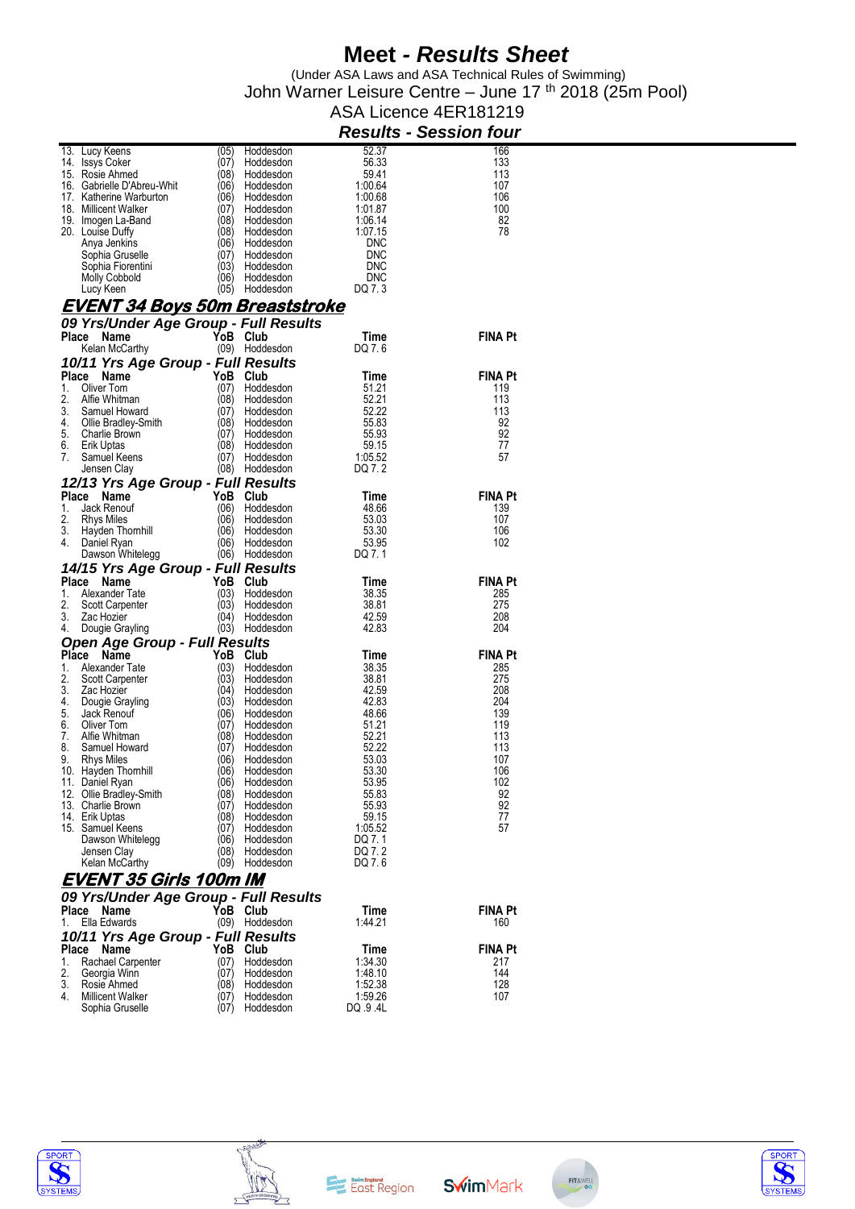# Meet - *Results Sheet*

(Under ASA Laws and ASA Technical Rules of Swimming)
John Warner Leisure Centre – June 17 th 2018 (25m Pool)
ASA Licence 4ER181219

***Results - Session four***

| Place | Name | YoB | Club | Time | FINA Pt |
|---|---|---|---|---|---|
| 13. | Lucy Keens | (05) | Hoddesdon | 52.37 | 166 |
| 14. | Issys Coker | (07) | Hoddesdon | 56.33 | 133 |
| 15. | Rosie Ahmed | (08) | Hoddesdon | 59.41 | 113 |
| 16. | Gabrielle D'Abreu-Whit | (06) | Hoddesdon | 1:00.64 | 107 |
| 17. | Katherine Warburton | (06) | Hoddesdon | 1:00.68 | 106 |
| 18. | Millicent Walker | (07) | Hoddesdon | 1:01.87 | 100 |
| 19. | Imogen La-Band | (08) | Hoddesdon | 1:06.14 | 82 |
| 20. | Louise Duffy | (08) | Hoddesdon | 1:07.15 | 78 |
| | Anya Jenkins | (06) | Hoddesdon | DNC | |
| | Sophia Gruselle | (07) | Hoddesdon | DNC | |
| | Sophia Fiorentini | (03) | Hoddesdon | DNC | |
| | Molly Cobbold | (06) | Hoddesdon | DNC | |
| | Lucy Keen | (05) | Hoddesdon | DQ 7. 3 | |

## EVENT 34 Boys 50m Breaststroke

### 09 Yrs/Under Age Group - Full Results

| Place | Name | YoB | Club | Time | FINA Pt |
|---|---|---|---|---|---|
| | Kelan McCarthy | (09) | Hoddesdon | DQ 7. 6 | |

### 10/11 Yrs Age Group - Full Results

| Place | Name | YoB | Club | Time | FINA Pt |
|---|---|---|---|---|---|
| 1. | Oliver Tom | (07) | Hoddesdon | 51.21 | 119 |
| 2. | Alfie Whitman | (08) | Hoddesdon | 52.21 | 113 |
| 3. | Samuel Howard | (07) | Hoddesdon | 52.22 | 113 |
| 4. | Ollie Bradley-Smith | (08) | Hoddesdon | 55.83 | 92 |
| 5. | Charlie Brown | (07) | Hoddesdon | 55.93 | 92 |
| 6. | Erik Uptas | (08) | Hoddesdon | 59.15 | 77 |
| 7. | Samuel Keens | (07) | Hoddesdon | 1:05.52 | 57 |
| | Jensen Clay | (08) | Hoddesdon | DQ 7. 2 | |

### 12/13 Yrs Age Group - Full Results

| Place | Name | YoB | Club | Time | FINA Pt |
|---|---|---|---|---|---|
| 1. | Jack Renouf | (06) | Hoddesdon | 48.66 | 139 |
| 2. | Rhys Miles | (06) | Hoddesdon | 53.03 | 107 |
| 3. | Hayden Thornhill | (06) | Hoddesdon | 53.30 | 106 |
| 4. | Daniel Ryan | (06) | Hoddesdon | 53.95 | 102 |
| | Dawson Whitelegg | (06) | Hoddesdon | DQ 7. 1 | |

### 14/15 Yrs Age Group - Full Results

| Place | Name | YoB | Club | Time | FINA Pt |
|---|---|---|---|---|---|
| 1. | Alexander Tate | (03) | Hoddesdon | 38.35 | 285 |
| 2. | Scott Carpenter | (03) | Hoddesdon | 38.81 | 275 |
| 3. | Zac Hozier | (04) | Hoddesdon | 42.59 | 208 |
| 4. | Dougie Grayling | (03) | Hoddesdon | 42.83 | 204 |

### Open Age Group - Full Results

| Place | Name | YoB | Club | Time | FINA Pt |
|---|---|---|---|---|---|
| 1. | Alexander Tate | (03) | Hoddesdon | 38.35 | 285 |
| 2. | Scott Carpenter | (03) | Hoddesdon | 38.81 | 275 |
| 3. | Zac Hozier | (04) | Hoddesdon | 42.59 | 208 |
| 4. | Dougie Grayling | (03) | Hoddesdon | 42.83 | 204 |
| 5. | Jack Renouf | (06) | Hoddesdon | 48.66 | 139 |
| 6. | Oliver Tom | (07) | Hoddesdon | 51.21 | 119 |
| 7. | Alfie Whitman | (08) | Hoddesdon | 52.21 | 113 |
| 8. | Samuel Howard | (07) | Hoddesdon | 52.22 | 113 |
| 9. | Rhys Miles | (06) | Hoddesdon | 53.03 | 107 |
| 10. | Hayden Thornhill | (06) | Hoddesdon | 53.30 | 106 |
| 11. | Daniel Ryan | (06) | Hoddesdon | 53.95 | 102 |
| 12. | Ollie Bradley-Smith | (08) | Hoddesdon | 55.83 | 92 |
| 13. | Charlie Brown | (07) | Hoddesdon | 55.93 | 92 |
| 14. | Erik Uptas | (08) | Hoddesdon | 59.15 | 77 |
| 15. | Samuel Keens | (07) | Hoddesdon | 1:05.52 | 57 |
| | Dawson Whitelegg | (06) | Hoddesdon | DQ 7. 1 | |
| | Jensen Clay | (08) | Hoddesdon | DQ 7. 2 | |
| | Kelan McCarthy | (09) | Hoddesdon | DQ 7. 6 | |

## EVENT 35 Girls 100m IM

### 09 Yrs/Under Age Group - Full Results

| Place | Name | YoB | Club | Time | FINA Pt |
|---|---|---|---|---|---|
| 1. | Ella Edwards | (09) | Hoddesdon | 1:44.21 | 160 |

### 10/11 Yrs Age Group - Full Results

| Place | Name | YoB | Club | Time | FINA Pt |
|---|---|---|---|---|---|
| 1. | Rachael Carpenter | (07) | Hoddesdon | 1:34.30 | 217 |
| 2. | Georgia Winn | (07) | Hoddesdon | 1:48.10 | 144 |
| 3. | Rosie Ahmed | (08) | Hoddesdon | 1:52.38 | 128 |
| 4. | Millicent Walker | (07) | Hoddesdon | 1:59.26 | 107 |
| | Sophia Gruselle | (07) | Hoddesdon | DQ .9 .4L | |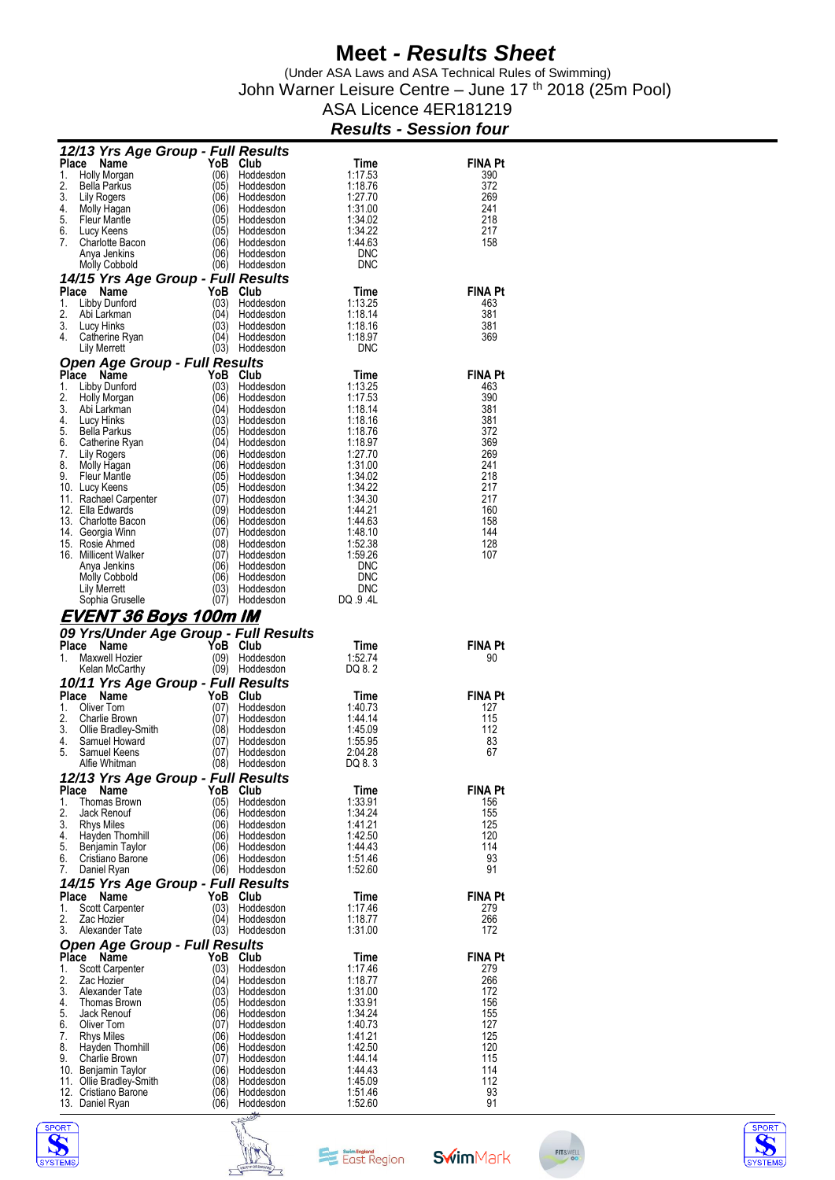# Meet - *Results Sheet*

(Under ASA Laws and ASA Technical Rules of Swimming)
John Warner Leisure Centre – June 17 th 2018 (25m Pool)
ASA Licence 4ER181219

***Results - Session four***

### *12/13 Yrs Age Group - Full Results*

| Place | Name | YoB | Club | Time | FINA Pt |
|---|---|---|---|---|---|
| 1. | Holly Morgan | (06) | Hoddesdon | 1:17.53 | 390 |
| 2. | Bella Parkus | (05) | Hoddesdon | 1:18.76 | 372 |
| 3. | Lily Rogers | (06) | Hoddesdon | 1:27.70 | 269 |
| 4. | Molly Hagan | (06) | Hoddesdon | 1:31.00 | 241 |
| 5. | Fleur Mantle | (05) | Hoddesdon | 1:34.02 | 218 |
| 6. | Lucy Keens | (05) | Hoddesdon | 1:34.22 | 217 |
| 7. | Charlotte Bacon | (06) | Hoddesdon | 1:44.63 | 158 |
| | Anya Jenkins | (06) | Hoddesdon | DNC | |
| | Molly Cobbold | (06) | Hoddesdon | DNC | |

### *14/15 Yrs Age Group - Full Results*

| Place | Name | YoB | Club | Time | FINA Pt |
|---|---|---|---|---|---|
| 1. | Libby Dunford | (03) | Hoddesdon | 1:13.25 | 463 |
| 2. | Abi Larkman | (04) | Hoddesdon | 1:18.14 | 381 |
| 3. | Lucy Hinks | (03) | Hoddesdon | 1:18.16 | 381 |
| 4. | Catherine Ryan | (04) | Hoddesdon | 1:18.97 | 369 |
| | Lily Merrett | (03) | Hoddesdon | DNC | |

### *Open Age Group - Full Results*

| Place | Name | YoB | Club | Time | FINA Pt |
|---|---|---|---|---|---|
| 1. | Libby Dunford | (03) | Hoddesdon | 1:13.25 | 463 |
| 2. | Holly Morgan | (06) | Hoddesdon | 1:17.53 | 390 |
| 3. | Abi Larkman | (04) | Hoddesdon | 1:18.14 | 381 |
| 4. | Lucy Hinks | (03) | Hoddesdon | 1:18.16 | 381 |
| 5. | Bella Parkus | (05) | Hoddesdon | 1:18.76 | 372 |
| 6. | Catherine Ryan | (04) | Hoddesdon | 1:18.97 | 369 |
| 7. | Lily Rogers | (06) | Hoddesdon | 1:27.70 | 269 |
| 8. | Molly Hagan | (06) | Hoddesdon | 1:31.00 | 241 |
| 9. | Fleur Mantle | (05) | Hoddesdon | 1:34.02 | 218 |
| 10. | Lucy Keens | (05) | Hoddesdon | 1:34.22 | 217 |
| 11. | Rachael Carpenter | (07) | Hoddesdon | 1:34.30 | 217 |
| 12. | Ella Edwards | (09) | Hoddesdon | 1:44.21 | 160 |
| 13. | Charlotte Bacon | (06) | Hoddesdon | 1:44.63 | 158 |
| 14. | Georgia Winn | (07) | Hoddesdon | 1:48.10 | 144 |
| 15. | Rosie Ahmed | (08) | Hoddesdon | 1:52.38 | 128 |
| 16. | Millicent Walker | (07) | Hoddesdon | 1:59.26 | 107 |
| | Anya Jenkins | (06) | Hoddesdon | DNC | |
| | Molly Cobbold | (06) | Hoddesdon | DNC | |
| | Lily Merrett | (03) | Hoddesdon | DNC | |
| | Sophia Gruselle | (07) | Hoddesdon | DQ .9 .4L | |

## *EVENT 36 Boys 100m IM*

### *09 Yrs/Under Age Group - Full Results*

| Place | Name | YoB | Club | Time | FINA Pt |
|---|---|---|---|---|---|
| 1. | Maxwell Hozier | (09) | Hoddesdon | 1:52.74 | 90 |
| | Kelan McCarthy | (09) | Hoddesdon | DQ 8. 2 | |

### *10/11 Yrs Age Group - Full Results*

| Place | Name | YoB | Club | Time | FINA Pt |
|---|---|---|---|---|---|
| 1. | Oliver Tom | (07) | Hoddesdon | 1:40.73 | 127 |
| 2. | Charlie Brown | (07) | Hoddesdon | 1:44.14 | 115 |
| 3. | Ollie Bradley-Smith | (08) | Hoddesdon | 1:45.09 | 112 |
| 4. | Samuel Howard | (07) | Hoddesdon | 1:55.95 | 83 |
| 5. | Samuel Keens | (07) | Hoddesdon | 2:04.28 | 67 |
| | Alfie Whitman | (08) | Hoddesdon | DQ 8. 3 | |

### *12/13 Yrs Age Group - Full Results*

| Place | Name | YoB | Club | Time | FINA Pt |
|---|---|---|---|---|---|
| 1. | Thomas Brown | (05) | Hoddesdon | 1:33.91 | 156 |
| 2. | Jack Renouf | (06) | Hoddesdon | 1:34.24 | 155 |
| 3. | Rhys Miles | (06) | Hoddesdon | 1:41.21 | 125 |
| 4. | Hayden Thornhill | (06) | Hoddesdon | 1:42.50 | 120 |
| 5. | Benjamin Taylor | (06) | Hoddesdon | 1:44.43 | 114 |
| 6. | Cristiano Barone | (06) | Hoddesdon | 1:51.46 | 93 |
| 7. | Daniel Ryan | (06) | Hoddesdon | 1:52.60 | 91 |

### *14/15 Yrs Age Group - Full Results*

| Place | Name | YoB | Club | Time | FINA Pt |
|---|---|---|---|---|---|
| 1. | Scott Carpenter | (03) | Hoddesdon | 1:17.46 | 279 |
| 2. | Zac Hozier | (04) | Hoddesdon | 1:18.77 | 266 |
| 3. | Alexander Tate | (03) | Hoddesdon | 1:31.00 | 172 |

### *Open Age Group - Full Results*

| Place | Name | YoB | Club | Time | FINA Pt |
|---|---|---|---|---|---|
| 1. | Scott Carpenter | (03) | Hoddesdon | 1:17.46 | 279 |
| 2. | Zac Hozier | (04) | Hoddesdon | 1:18.77 | 266 |
| 3. | Alexander Tate | (03) | Hoddesdon | 1:31.00 | 172 |
| 4. | Thomas Brown | (05) | Hoddesdon | 1:33.91 | 156 |
| 5. | Jack Renouf | (06) | Hoddesdon | 1:34.24 | 155 |
| 6. | Oliver Tom | (07) | Hoddesdon | 1:40.73 | 127 |
| 7. | Rhys Miles | (06) | Hoddesdon | 1:41.21 | 125 |
| 8. | Hayden Thornhill | (06) | Hoddesdon | 1:42.50 | 120 |
| 9. | Charlie Brown | (07) | Hoddesdon | 1:44.14 | 115 |
| 10. | Benjamin Taylor | (06) | Hoddesdon | 1:44.43 | 114 |
| 11. | Ollie Bradley-Smith | (08) | Hoddesdon | 1:45.09 | 112 |
| 12. | Cristiano Barone | (06) | Hoddesdon | 1:51.46 | 93 |
| 13. | Daniel Ryan | (06) | Hoddesdon | 1:52.60 | 91 |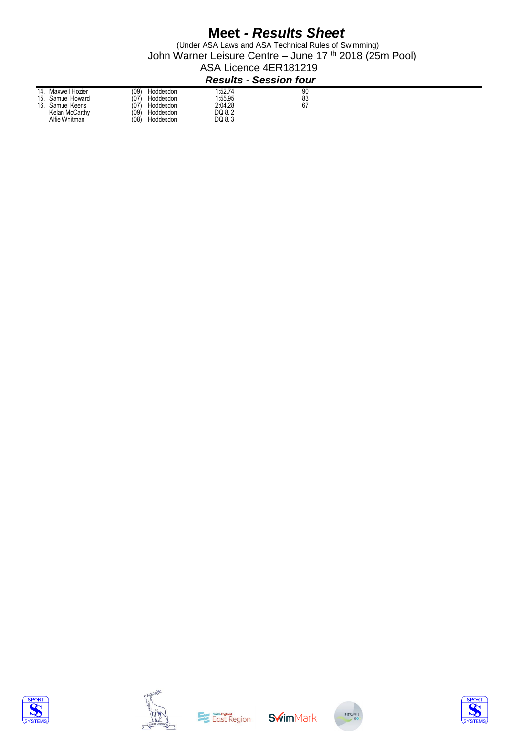# Meet - *Results Sheet*

(Under ASA Laws and ASA Technical Rules of Swimming)

John Warner Leisure Centre – June 17 th 2018 (25m Pool)

ASA Licence 4ER181219

***Results - Session four***

| | | | | | |
|---|---|---|---|---|---|
| 14. | Maxwell Hozier | (09) | Hoddesdon | 1:52.74 | 90 |
| 15. | Samuel Howard | (07) | Hoddesdon | 1:55.95 | 83 |
| 16. | Samuel Keens | (07) | Hoddesdon | 2:04.28 | 67 |
| | Kelan McCarthy | (09) | Hoddesdon | DQ 8. 2 | |
| | Alfie Whitman | (08) | Hoddesdon | DQ 8. 3 | |